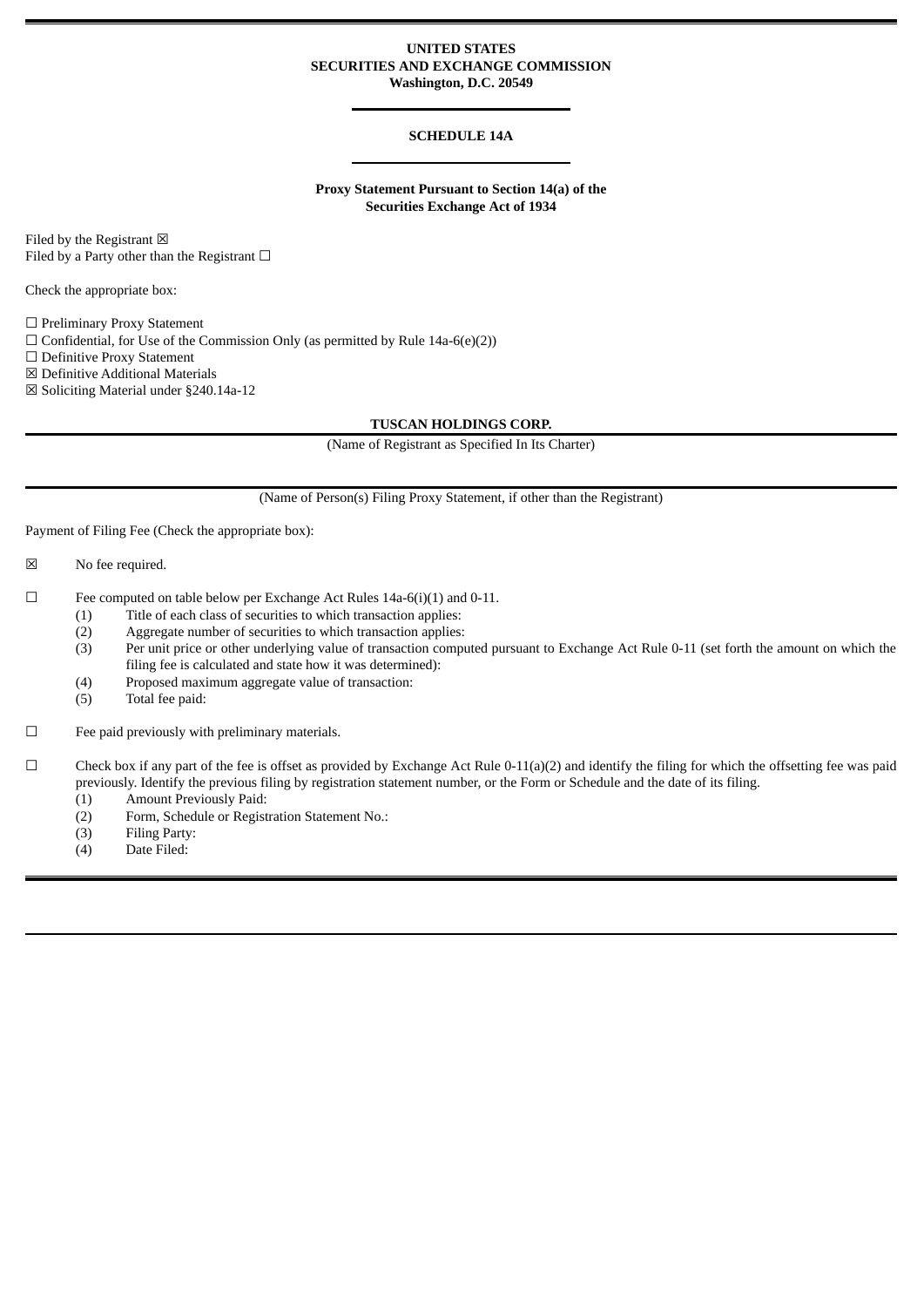**UNITED STATES**
**SECURITIES AND EXCHANGE COMMISSION**
**Washington, D.C. 20549**

**SCHEDULE 14A**

**Proxy Statement Pursuant to Section 14(a) of the**
**Securities Exchange Act of 1934**

Filed by the Registrant ☒
Filed by a Party other than the Registrant ☐

Check the appropriate box:

☐ Preliminary Proxy Statement
☐ Confidential, for Use of the Commission Only (as permitted by Rule 14a-6(e)(2))
☐ Definitive Proxy Statement
☒ Definitive Additional Materials
☒ Soliciting Material under §240.14a-12

**TUSCAN HOLDINGS CORP.**

(Name of Registrant as Specified In Its Charter)

(Name of Person(s) Filing Proxy Statement, if other than the Registrant)

Payment of Filing Fee (Check the appropriate box):

☒ No fee required.

☐ Fee computed on table below per Exchange Act Rules 14a-6(i)(1) and 0-11.
(1) Title of each class of securities to which transaction applies:
(2) Aggregate number of securities to which transaction applies:
(3) Per unit price or other underlying value of transaction computed pursuant to Exchange Act Rule 0-11 (set forth the amount on which the filing fee is calculated and state how it was determined):
(4) Proposed maximum aggregate value of transaction:
(5) Total fee paid:

☐ Fee paid previously with preliminary materials.

☐ Check box if any part of the fee is offset as provided by Exchange Act Rule 0-11(a)(2) and identify the filing for which the offsetting fee was paid previously. Identify the previous filing by registration statement number, or the Form or Schedule and the date of its filing.
(1) Amount Previously Paid:
(2) Form, Schedule or Registration Statement No.:
(3) Filing Party:
(4) Date Filed: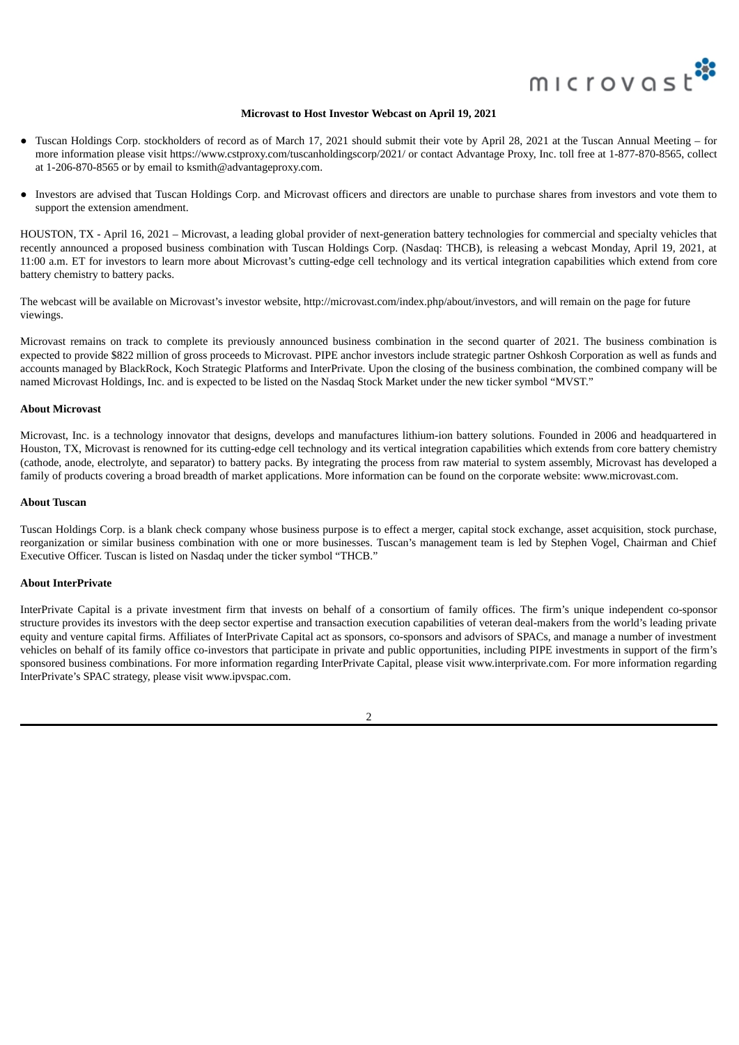**Microvast to Host Investor Webcast on April 19, 2021**

- Tuscan Holdings Corp. stockholders of record as of March 17, 2021 should submit their vote by April 28, 2021 at the Tuscan Annual Meeting – for more information please visit https://www.cstproxy.com/tuscanholdingscorp/2021/ or contact Advantage Proxy, Inc. toll free at 1-877-870-8565, collect at 1-206-870-8565 or by email to ksmith@advantageproxy.com.
- Investors are advised that Tuscan Holdings Corp. and Microvast officers and directors are unable to purchase shares from investors and vote them to support the extension amendment.

HOUSTON, TX - April 16, 2021 – Microvast, a leading global provider of next-generation battery technologies for commercial and specialty vehicles that recently announced a proposed business combination with Tuscan Holdings Corp. (Nasdaq: THCB), is releasing a webcast Monday, April 19, 2021, at 11:00 a.m. ET for investors to learn more about Microvast's cutting-edge cell technology and its vertical integration capabilities which extend from core battery chemistry to battery packs.

The webcast will be available on Microvast's investor website, http://microvast.com/index.php/about/investors, and will remain on the page for future viewings.

Microvast remains on track to complete its previously announced business combination in the second quarter of 2021. The business combination is expected to provide $822 million of gross proceeds to Microvast. PIPE anchor investors include strategic partner Oshkosh Corporation as well as funds and accounts managed by BlackRock, Koch Strategic Platforms and InterPrivate. Upon the closing of the business combination, the combined company will be named Microvast Holdings, Inc. and is expected to be listed on the Nasdaq Stock Market under the new ticker symbol "MVST."

**About Microvast**

Microvast, Inc. is a technology innovator that designs, develops and manufactures lithium-ion battery solutions. Founded in 2006 and headquartered in Houston, TX, Microvast is renowned for its cutting-edge cell technology and its vertical integration capabilities which extends from core battery chemistry (cathode, anode, electrolyte, and separator) to battery packs. By integrating the process from raw material to system assembly, Microvast has developed a family of products covering a broad breadth of market applications. More information can be found on the corporate website: www.microvast.com.

**About Tuscan**

Tuscan Holdings Corp. is a blank check company whose business purpose is to effect a merger, capital stock exchange, asset acquisition, stock purchase, reorganization or similar business combination with one or more businesses. Tuscan's management team is led by Stephen Vogel, Chairman and Chief Executive Officer. Tuscan is listed on Nasdaq under the ticker symbol "THCB."

**About InterPrivate**

InterPrivate Capital is a private investment firm that invests on behalf of a consortium of family offices. The firm's unique independent co-sponsor structure provides its investors with the deep sector expertise and transaction execution capabilities of veteran deal-makers from the world's leading private equity and venture capital firms. Affiliates of InterPrivate Capital act as sponsors, co-sponsors and advisors of SPACs, and manage a number of investment vehicles on behalf of its family office co-investors that participate in private and public opportunities, including PIPE investments in support of the firm's sponsored business combinations. For more information regarding InterPrivate Capital, please visit www.interprivate.com. For more information regarding InterPrivate's SPAC strategy, please visit www.ipvspac.com.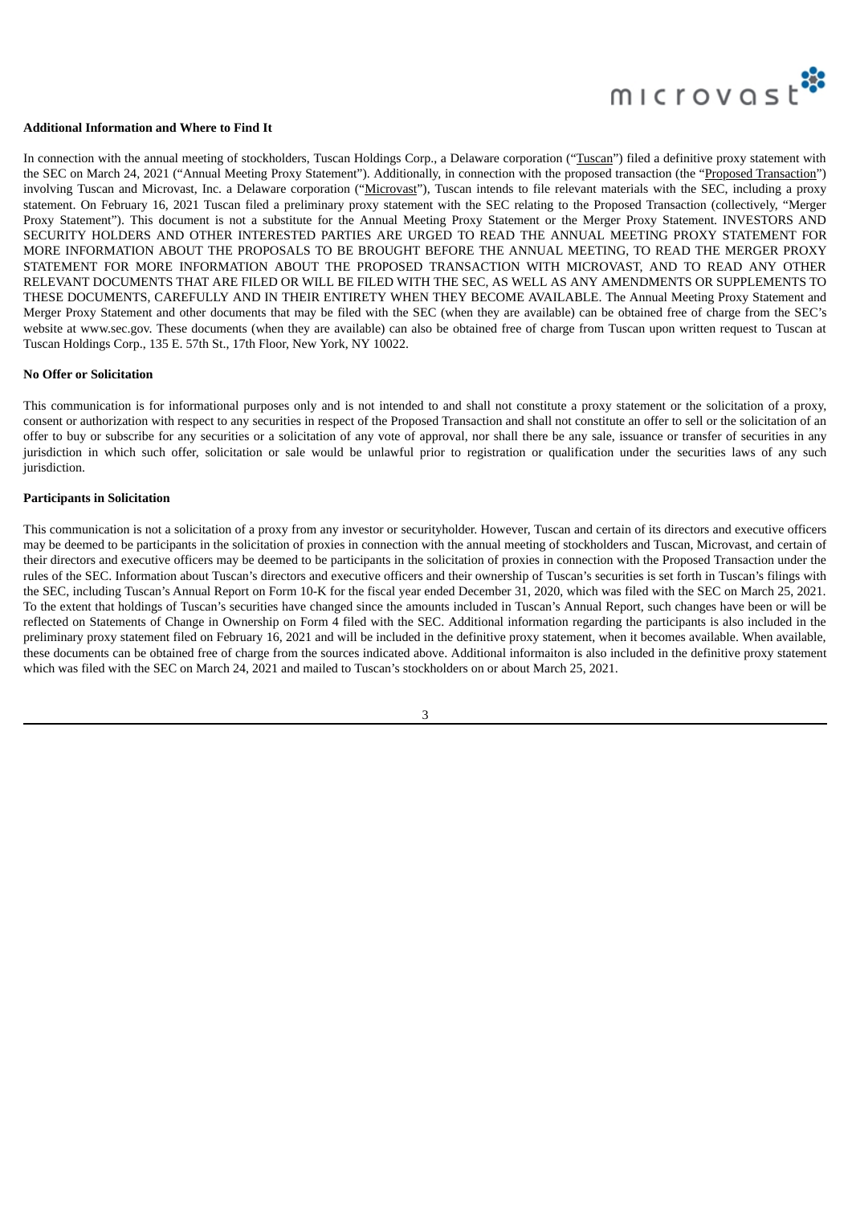**Additional Information and Where to Find It**

In connection with the annual meeting of stockholders, Tuscan Holdings Corp., a Delaware corporation ("Tuscan") filed a definitive proxy statement with the SEC on March 24, 2021 ("Annual Meeting Proxy Statement"). Additionally, in connection with the proposed transaction (the "Proposed Transaction") involving Tuscan and Microvast, Inc. a Delaware corporation ("Microvast"), Tuscan intends to file relevant materials with the SEC, including a proxy statement. On February 16, 2021 Tuscan filed a preliminary proxy statement with the SEC relating to the Proposed Transaction (collectively, "Merger Proxy Statement"). This document is not a substitute for the Annual Meeting Proxy Statement or the Merger Proxy Statement. INVESTORS AND SECURITY HOLDERS AND OTHER INTERESTED PARTIES ARE URGED TO READ THE ANNUAL MEETING PROXY STATEMENT FOR MORE INFORMATION ABOUT THE PROPOSALS TO BE BROUGHT BEFORE THE ANNUAL MEETING, TO READ THE MERGER PROXY STATEMENT FOR MORE INFORMATION ABOUT THE PROPOSED TRANSACTION WITH MICROVAST, AND TO READ ANY OTHER RELEVANT DOCUMENTS THAT ARE FILED OR WILL BE FILED WITH THE SEC, AS WELL AS ANY AMENDMENTS OR SUPPLEMENTS TO THESE DOCUMENTS, CAREFULLY AND IN THEIR ENTIRETY WHEN THEY BECOME AVAILABLE. The Annual Meeting Proxy Statement and Merger Proxy Statement and other documents that may be filed with the SEC (when they are available) can be obtained free of charge from the SEC's website at www.sec.gov. These documents (when they are available) can also be obtained free of charge from Tuscan upon written request to Tuscan at Tuscan Holdings Corp., 135 E. 57th St., 17th Floor, New York, NY 10022.

**No Offer or Solicitation**

This communication is for informational purposes only and is not intended to and shall not constitute a proxy statement or the solicitation of a proxy, consent or authorization with respect to any securities in respect of the Proposed Transaction and shall not constitute an offer to sell or the solicitation of an offer to buy or subscribe for any securities or a solicitation of any vote of approval, nor shall there be any sale, issuance or transfer of securities in any jurisdiction in which such offer, solicitation or sale would be unlawful prior to registration or qualification under the securities laws of any such jurisdiction.

**Participants in Solicitation**

This communication is not a solicitation of a proxy from any investor or securityholder. However, Tuscan and certain of its directors and executive officers may be deemed to be participants in the solicitation of proxies in connection with the annual meeting of stockholders and Tuscan, Microvast, and certain of their directors and executive officers may be deemed to be participants in the solicitation of proxies in connection with the Proposed Transaction under the rules of the SEC. Information about Tuscan's directors and executive officers and their ownership of Tuscan's securities is set forth in Tuscan's filings with the SEC, including Tuscan's Annual Report on Form 10-K for the fiscal year ended December 31, 2020, which was filed with the SEC on March 25, 2021. To the extent that holdings of Tuscan's securities have changed since the amounts included in Tuscan's Annual Report, such changes have been or will be reflected on Statements of Change in Ownership on Form 4 filed with the SEC. Additional information regarding the participants is also included in the preliminary proxy statement filed on February 16, 2021 and will be included in the definitive proxy statement, when it becomes available. When available, these documents can be obtained free of charge from the sources indicated above. Additional informaiton is also included in the definitive proxy statement which was filed with the SEC on March 24, 2021 and mailed to Tuscan's stockholders on or about March 25, 2021.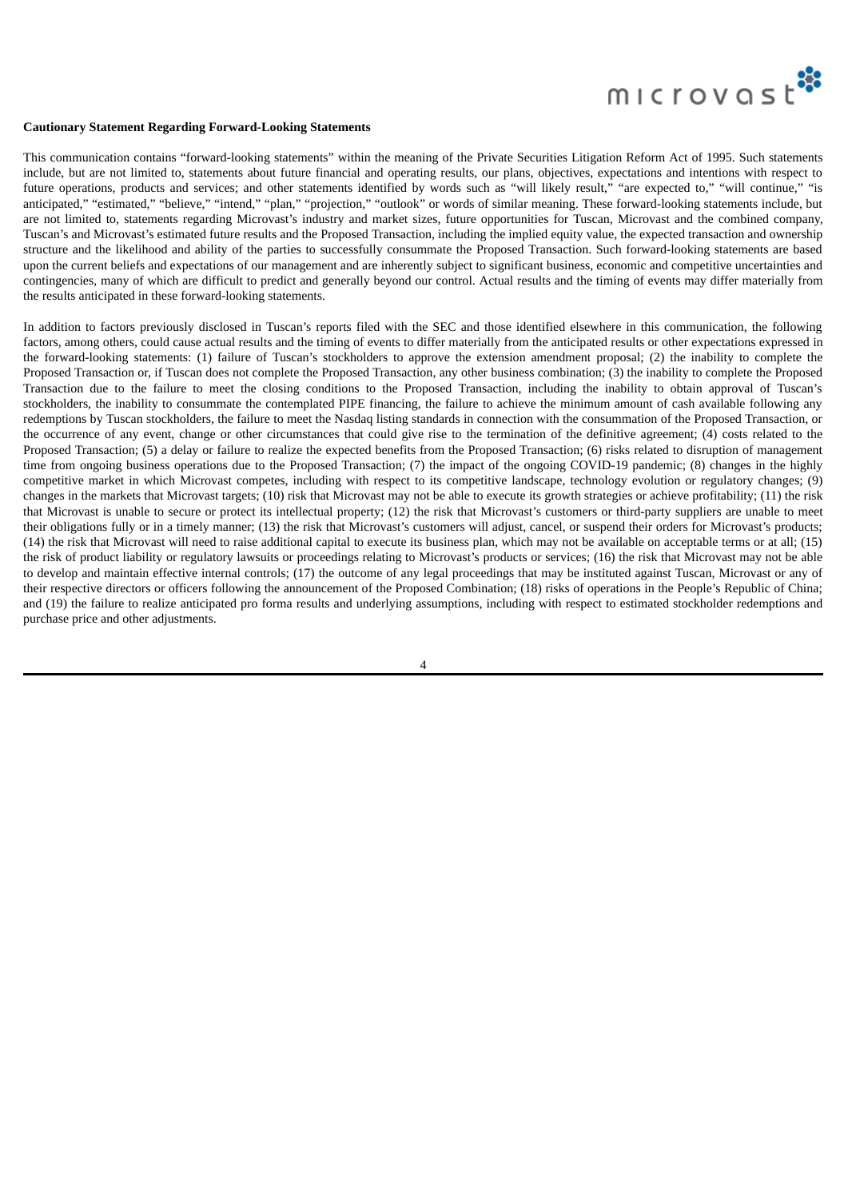**Cautionary Statement Regarding Forward-Looking Statements**

This communication contains "forward-looking statements" within the meaning of the Private Securities Litigation Reform Act of 1995. Such statements include, but are not limited to, statements about future financial and operating results, our plans, objectives, expectations and intentions with respect to future operations, products and services; and other statements identified by words such as "will likely result," "are expected to," "will continue," "is anticipated," "estimated," "believe," "intend," "plan," "projection," "outlook" or words of similar meaning. These forward-looking statements include, but are not limited to, statements regarding Microvast's industry and market sizes, future opportunities for Tuscan, Microvast and the combined company, Tuscan's and Microvast's estimated future results and the Proposed Transaction, including the implied equity value, the expected transaction and ownership structure and the likelihood and ability of the parties to successfully consummate the Proposed Transaction. Such forward-looking statements are based upon the current beliefs and expectations of our management and are inherently subject to significant business, economic and competitive uncertainties and contingencies, many of which are difficult to predict and generally beyond our control. Actual results and the timing of events may differ materially from the results anticipated in these forward-looking statements.

In addition to factors previously disclosed in Tuscan's reports filed with the SEC and those identified elsewhere in this communication, the following factors, among others, could cause actual results and the timing of events to differ materially from the anticipated results or other expectations expressed in the forward-looking statements: (1) failure of Tuscan's stockholders to approve the extension amendment proposal; (2) the inability to complete the Proposed Transaction or, if Tuscan does not complete the Proposed Transaction, any other business combination; (3) the inability to complete the Proposed Transaction due to the failure to meet the closing conditions to the Proposed Transaction, including the inability to obtain approval of Tuscan's stockholders, the inability to consummate the contemplated PIPE financing, the failure to achieve the minimum amount of cash available following any redemptions by Tuscan stockholders, the failure to meet the Nasdaq listing standards in connection with the consummation of the Proposed Transaction, or the occurrence of any event, change or other circumstances that could give rise to the termination of the definitive agreement; (4) costs related to the Proposed Transaction; (5) a delay or failure to realize the expected benefits from the Proposed Transaction; (6) risks related to disruption of management time from ongoing business operations due to the Proposed Transaction; (7) the impact of the ongoing COVID-19 pandemic; (8) changes in the highly competitive market in which Microvast competes, including with respect to its competitive landscape, technology evolution or regulatory changes; (9) changes in the markets that Microvast targets; (10) risk that Microvast may not be able to execute its growth strategies or achieve profitability; (11) the risk that Microvast is unable to secure or protect its intellectual property; (12) the risk that Microvast's customers or third-party suppliers are unable to meet their obligations fully or in a timely manner; (13) the risk that Microvast's customers will adjust, cancel, or suspend their orders for Microvast's products; (14) the risk that Microvast will need to raise additional capital to execute its business plan, which may not be available on acceptable terms or at all; (15) the risk of product liability or regulatory lawsuits or proceedings relating to Microvast's products or services; (16) the risk that Microvast may not be able to develop and maintain effective internal controls; (17) the outcome of any legal proceedings that may be instituted against Tuscan, Microvast or any of their respective directors or officers following the announcement of the Proposed Combination; (18) risks of operations in the People's Republic of China; and (19) the failure to realize anticipated pro forma results and underlying assumptions, including with respect to estimated stockholder redemptions and purchase price and other adjustments.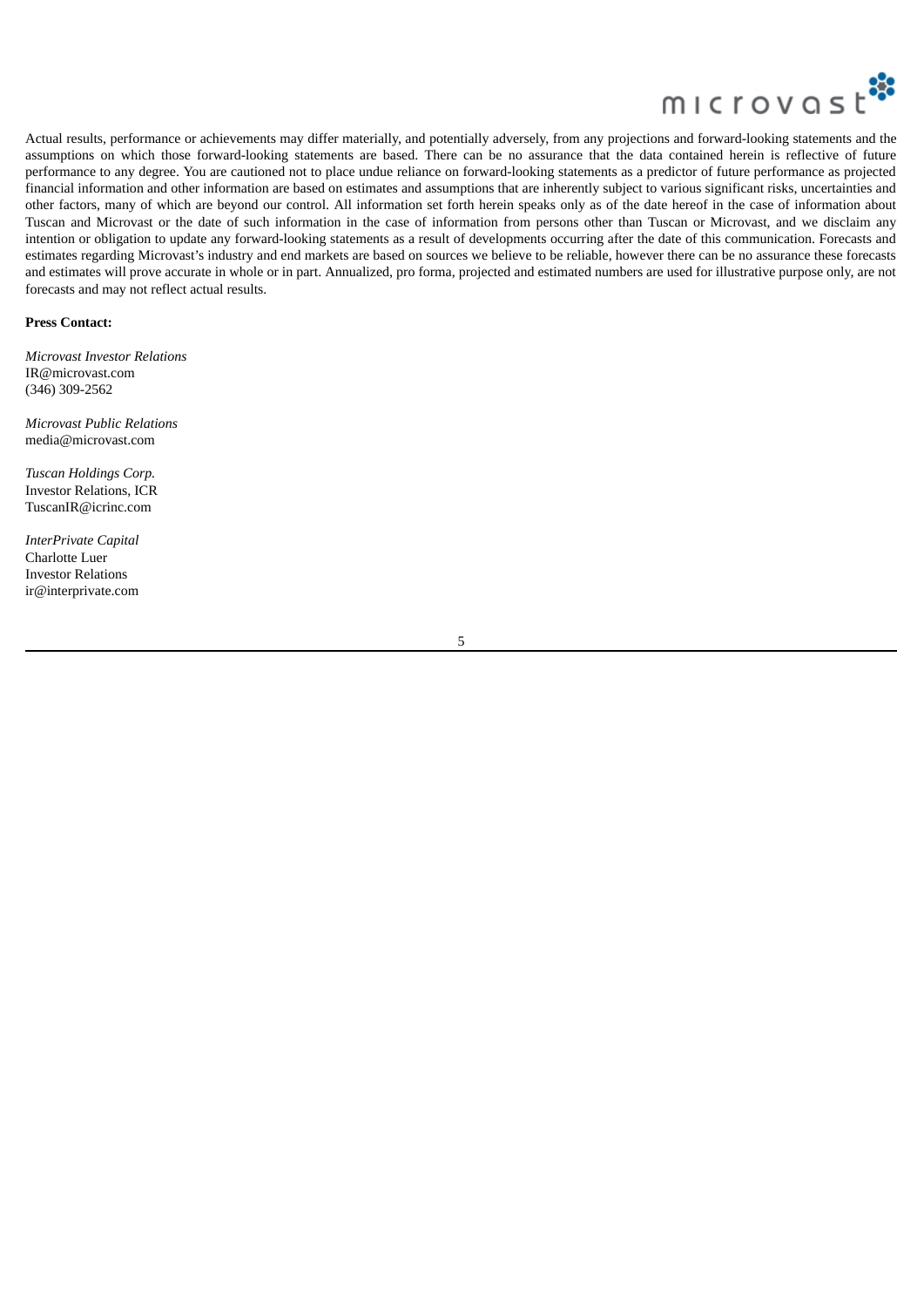Actual results, performance or achievements may differ materially, and potentially adversely, from any projections and forward-looking statements and the assumptions on which those forward-looking statements are based. There can be no assurance that the data contained herein is reflective of future performance to any degree. You are cautioned not to place undue reliance on forward-looking statements as a predictor of future performance as projected financial information and other information are based on estimates and assumptions that are inherently subject to various significant risks, uncertainties and other factors, many of which are beyond our control. All information set forth herein speaks only as of the date hereof in the case of information about Tuscan and Microvast or the date of such information in the case of information from persons other than Tuscan or Microvast, and we disclaim any intention or obligation to update any forward-looking statements as a result of developments occurring after the date of this communication. Forecasts and estimates regarding Microvast's industry and end markets are based on sources we believe to be reliable, however there can be no assurance these forecasts and estimates will prove accurate in whole or in part. Annualized, pro forma, projected and estimated numbers are used for illustrative purpose only, are not forecasts and may not reflect actual results.

**Press Contact:**

*Microvast Investor Relations*
IR@microvast.com
(346) 309-2562

*Microvast Public Relations*
media@microvast.com

*Tuscan Holdings Corp.*
Investor Relations, ICR
TuscanIR@icrinc.com

*InterPrivate Capital*
Charlotte Luer
Investor Relations
ir@interprivate.com